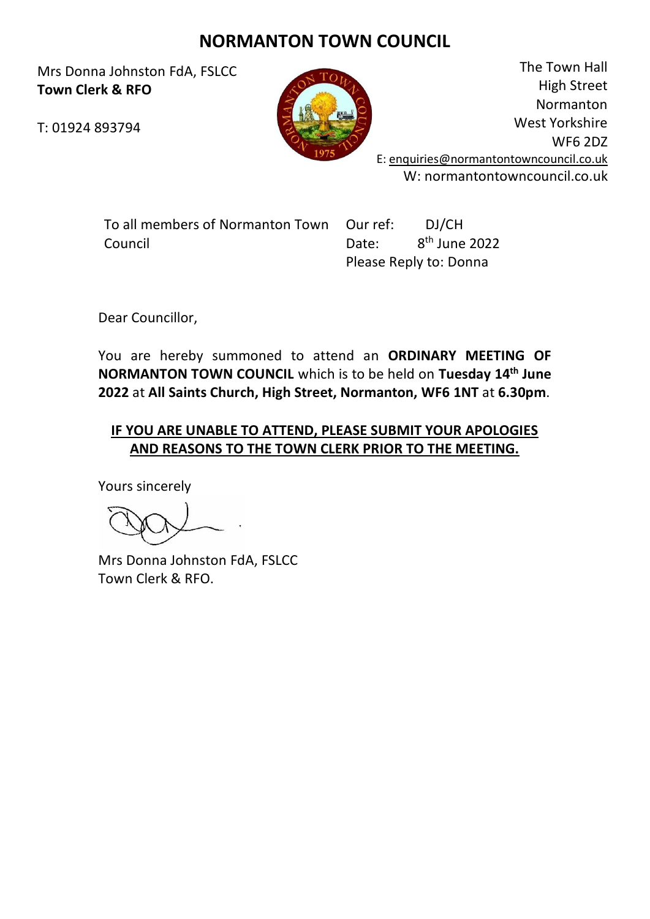# NORMANTON TOWN COUNCIL

Mrs Donna Johnston FdA, FSLCC
**Town Clerk & RFO**

T: 01924 893794

The Town Hall
High Street
Normanton
West Yorkshire
WF6 2DZ
E: enquiries@normantontowncouncil.co.uk
W: normantontowncouncil.co.uk

To all members of Normanton Town Council

Our ref: DJ/CH
Date: 8th June 2022
Please Reply to: Donna

Dear Councillor,

You are hereby summoned to attend an **ORDINARY MEETING OF NORMANTON TOWN COUNCIL** which is to be held on **Tuesday 14th June 2022** at **All Saints Church, High Street, Normanton, WF6 1NT** at **6.30pm**.

**IF YOU ARE UNABLE TO ATTEND, PLEASE SUBMIT YOUR APOLOGIES AND REASONS TO THE TOWN CLERK PRIOR TO THE MEETING.**

Yours sincerely

Mrs Donna Johnston FdA, FSLCC
Town Clerk & RFO.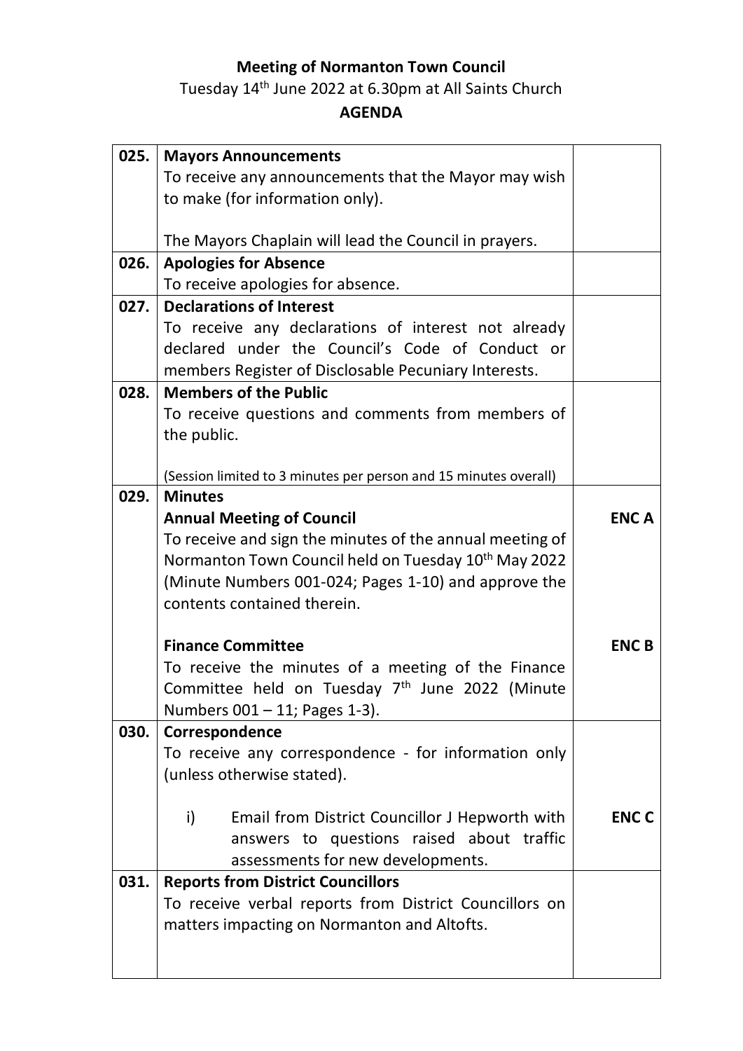**Meeting of Normanton Town Council**

Tuesday 14th June 2022 at 6.30pm at All Saints Church

**AGENDA**

| | | |
|---|---|---|
| **025.** | **Mayors Announcements**<br>To receive any announcements that the Mayor may wish to make (for information only).<br><br>The Mayors Chaplain will lead the Council in prayers. | |
| **026.** | **Apologies for Absence**<br>To receive apologies for absence. | |
| **027.** | **Declarations of Interest**<br>To receive any declarations of interest not already declared under the Council's Code of Conduct or members Register of Disclosable Pecuniary Interests. | |
| **028.** | **Members of the Public**<br>To receive questions and comments from members of the public.<br><br>(Session limited to 3 minutes per person and 15 minutes overall) | |
| **029.** | **Minutes**<br>**Annual Meeting of Council**<br>To receive and sign the minutes of the annual meeting of Normanton Town Council held on Tuesday 10th May 2022 (Minute Numbers 001-024; Pages 1-10) and approve the contents contained therein. | **ENC A** |
| | **Finance Committee**<br>To receive the minutes of a meeting of the Finance Committee held on Tuesday 7th June 2022 (Minute Numbers 001 – 11; Pages 1-3). | **ENC B** |
| **030.** | **Correspondence**<br>To receive any correspondence - for information only (unless otherwise stated).<br><br>i) Email from District Councillor J Hepworth with answers to questions raised about traffic assessments for new developments. | **ENC C** |
| **031.** | **Reports from District Councillors**<br>To receive verbal reports from District Councillors on matters impacting on Normanton and Altofts. | |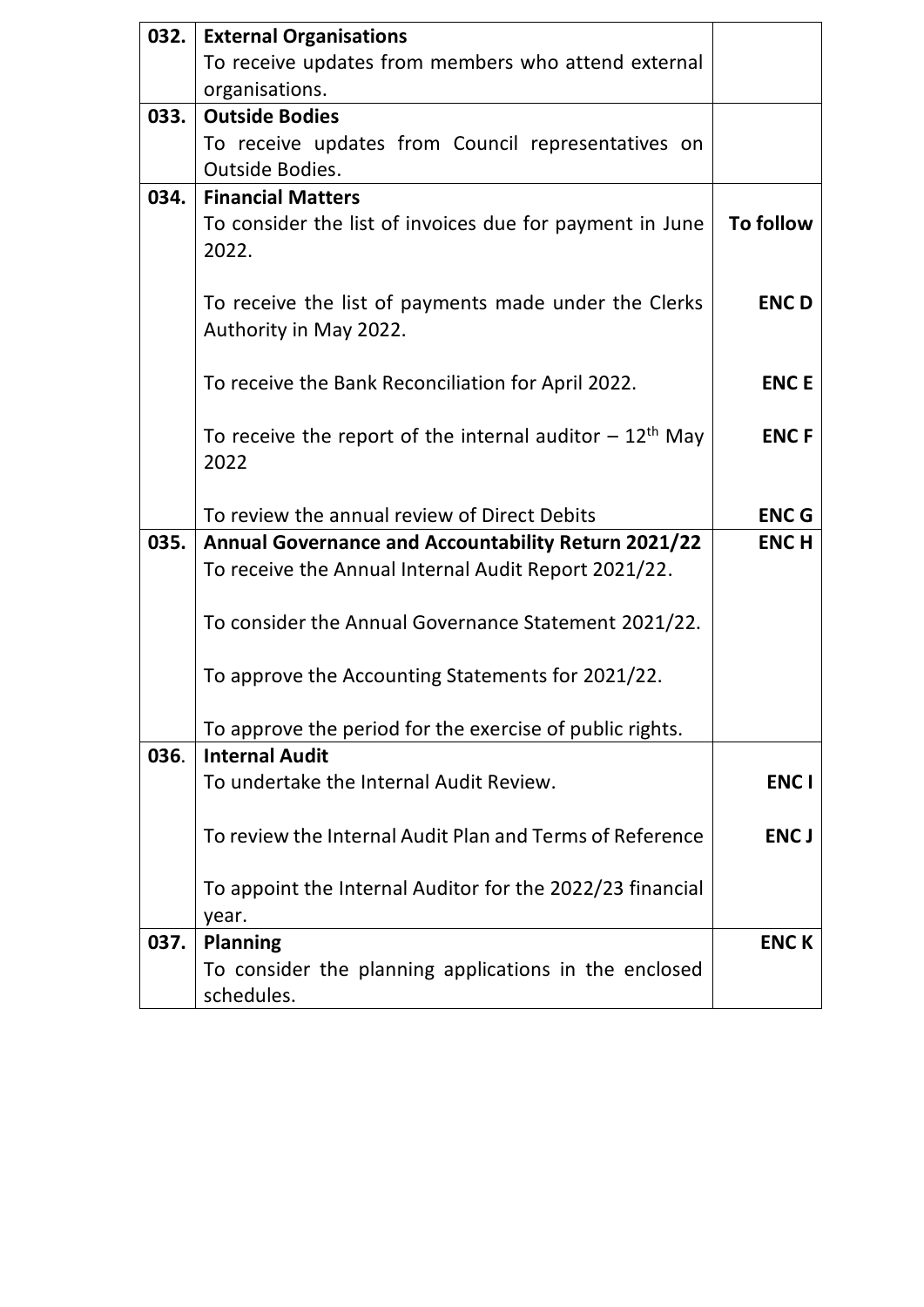| | | |
|---|---|---|
| **032.** | **External Organisations**<br>To receive updates from members who attend external organisations. | |
| **033.** | **Outside Bodies**<br>To receive updates from Council representatives on Outside Bodies. | |
| **034.** | **Financial Matters**<br>To consider the list of invoices due for payment in June 2022. | **To follow** |
| | To receive the list of payments made under the Clerks Authority in May 2022. | **ENC D** |
| | To receive the Bank Reconciliation for April 2022. | **ENC E** |
| | To receive the report of the internal auditor – 12th May 2022 | **ENC F** |
| | To review the annual review of Direct Debits | **ENC G** |
| **035.** | **Annual Governance and Accountability Return 2021/22**<br>To receive the Annual Internal Audit Report 2021/22.<br><br>To consider the Annual Governance Statement 2021/22.<br><br>To approve the Accounting Statements for 2021/22.<br><br>To approve the period for the exercise of public rights. | **ENC H** |
| **036.** | **Internal Audit**<br>To undertake the Internal Audit Review. | **ENC I** |
| | To review the Internal Audit Plan and Terms of Reference | **ENC J** |
| | To appoint the Internal Auditor for the 2022/23 financial year. | |
| **037.** | **Planning**<br>To consider the planning applications in the enclosed schedules. | **ENC K** |